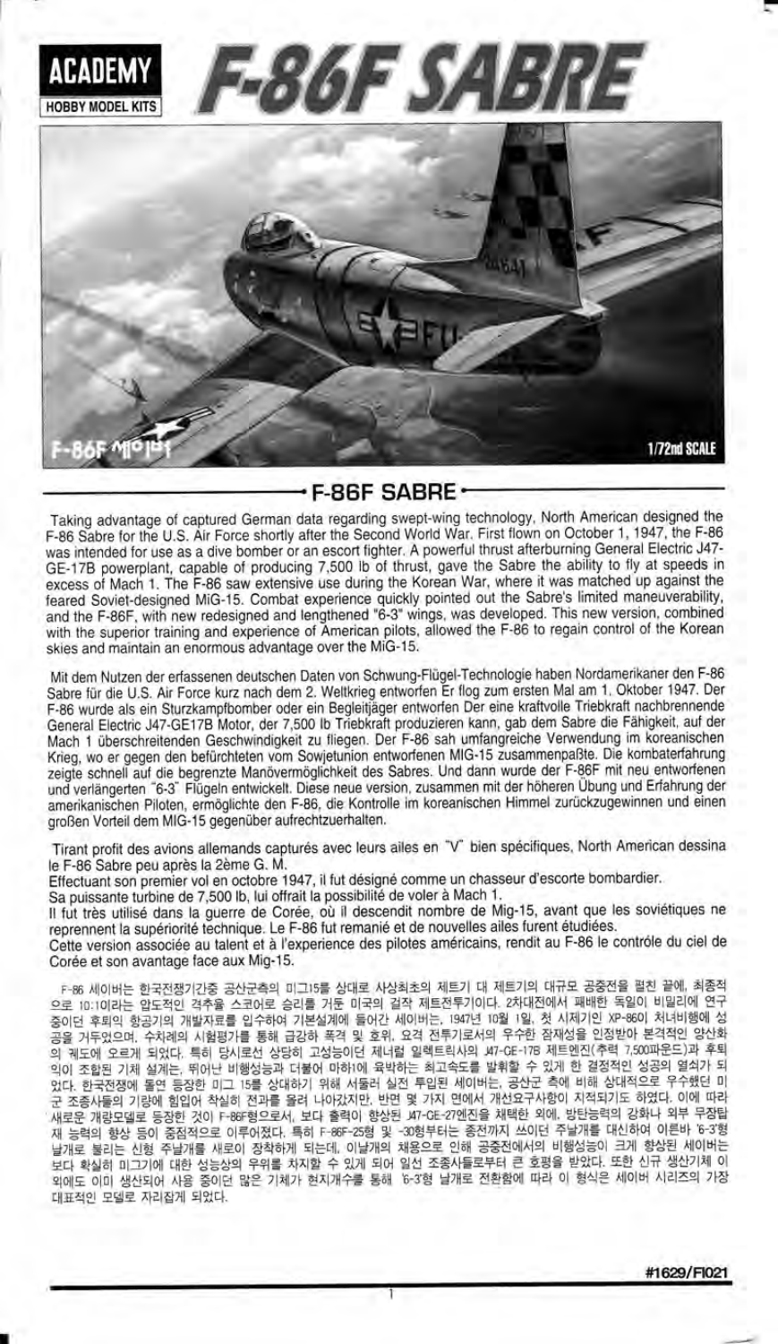ACADEMY

HOBBY MODEL KITS

# F-86F SABRE

F-86F 세이버

1/72nd SCALE

## F-86F SABRE

Taking advantage of captured German data regarding swept-wing technology, North American designed the F-86 Sabre for the U.S. Air Force shortly after the Second World War. First flown on October 1, 1947, the F-86 was intended for use as a dive bomber or an escort fighter. A powerful thrust afterburning General Electric J47-GE-17B powerplant, capable of producing 7,500 lb of thrust, gave the Sabre the ability to fly at speeds in excess of Mach 1. The F-86 saw extensive use during the Korean War, where it was matched up against the feared Soviet-designed MiG-15. Combat experience quickly pointed out the Sabre's limited maneuverability, and the F-86F, with new redesigned and lengthened "6-3" wings, was developed. This new version, combined with the superior training and experience of American pilots, allowed the F-86 to regain control of the Korean skies and maintain an enormous advantage over the MiG-15.

Mit dem Nutzen der erfassenen deutschen Daten von Schwung-Flügel-Technologie haben Nordamerikaner den F-86 Sabre für die U.S. Air Force kurz nach dem 2. Weltkrieg entworfen Er flog zum ersten Mal am 1. Oktober 1947. Der F-86 wurde als ein Sturzkampfbomber oder ein Begleitjäger entworfen Der eine kraftvolle Triebkraft nachbrennende General Electric J47-GE17B Motor, der 7,500 lb Triebkraft produzieren kann, gab dem Sabre die Fähigkeit, auf der Mach 1 überschreitenden Geschwindigkeit zu fliegen. Der F-86 sah umfangreiche Verwendung im koreanischen Krieg, wo er gegen den befürchteten vom Sowjetunion entworfenen MIG-15 zusammenpaßte. Die kombaterfahrung zeigte schnell auf die begrenzte Manövermöglichkeit des Sabres. Und dann wurde der F-86F mit neu entworfenen und verlängerten "6-3" Flügeln entwickelt. Diese neue version, zusammen mit der höheren Übung und Erfahrung der amerikanischen Piloten, ermöglichte den F-86, die Kontrolle im koreanischen Himmel zurückzugewinnen und einen großen Vorteil dem MIG-15 gegenüber aufrechtzuerhalten.

Tirant profit des avions allemands capturés avec leurs ailes en "V" bien spécifiques, North American dessina le F-86 Sabre peu après la 2ème G. M.
Effectuant son premier vol en octobre 1947, il fut désigné comme un chasseur d'escorte bombardier.
Sa puissante turbine de 7,500 lb, lui offrait la possibilité de voler à Mach 1.
Il fut très utilisé dans la guerre de Corée, où il descendit nombre de Mig-15, avant que les soviétiques ne reprennent la supériorité technique. Le F-86 fut remanié et de nouvelles ailes furent étudiées.
Cette version associée au talent et à l'experience des pilotes américains, rendit au F-86 le contrôle du ciel de Corée et son avantage face aux Mig-15.

F-86 세이버는 한국전쟁기간중 공산군측의 미그15를 상대로 사상최초의 제트기 대 제트기의 대규모 공중전을 펼친 끝에, 최종적으로 10:1이라는 압도적인 격추율 스코어로 승리를 거둔 미국의 걸작 제트전투기이다. 2차대전에서 패배한 독일이 비밀리에 연구중이던 후퇴익 항공기의 개발자료를 입수하여 기본설계에 들어간 세이버는, 1947년 10월 1일, 첫 시제기인 XP-86이 처녀비행에 성공을 거두었으며, 수차례의 시험평가를 통해 급강하 폭격 및 호위, 요격 전투기로서의 우수한 잠재성을 인정받아 본격적인 양산화의 궤도에 오르게 되었다. 특히 당시로선 상당히 고성능이던 제너럴 일렉트릭사의 J47-GE-17B 제트엔진(추력 7,500파운드)과 후퇴익이 조합된 기체 설계는, 뛰어난 비행성능과 더불어 마하1에 육박하는 최고속도를 발휘할 수 있게 한 결정적인 성공의 열쇠가 되었다. 한국전쟁에 돌연 등장한 미그 15를 상대하기 위해 서둘러 실전 투입된 세이버는, 공산군 측에 비해 상대적으로 우수했던 미군 조종사들의 기량에 힘입어 착실히 전과를 올려 나아갔지만, 반면 몇 가지 면에서 개선요구사항이 지적되기도 하였다. 이에 따라 새로운 개량모델로 등장한 것이 F-86F형으로서, 보다 출력이 향상된 J47-GE-27엔진을 채택한 외에, 방탄능력의 강화나 외부 무장탑재 능력의 향상 등이 중점적으로 이루어졌다. 특히 F-86F-25형 및 -30형부터는 종전까지 쓰이던 주날개를 대신하여 이른바 '6-3'형 날개로 불리는 신형 주날개를 새로이 장착하게 되는데, 이날개의 채용으로 인해 공중전에서의 비행성능이 크게 향상된 세이버는 보다 확실히 미그기에 대한 성능상의 우위를 차지할 수 있게 되어 일선 조종사들로부터 큰 호평을 받았다. 또한 신규 생산기체 이외에도 이미 생산되어 사용 중이던 많은 기체가 현지개수를 통해 '6-3'형 날개로 전환함에 따라 이 형식은 세이버 시리즈의 가장 대표적인 모델로 자리잡게 되었다.

#1629/FI021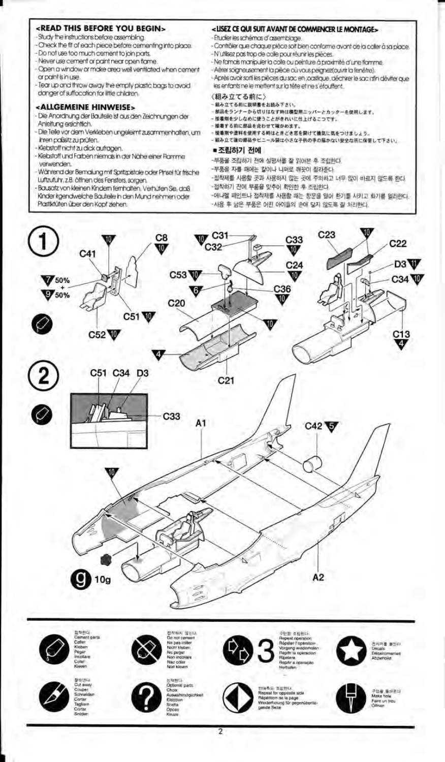## <READ THIS BEFORE YOU BEGIN>

- Study the instructions before assembling.
- Check the fit of each piece before cementing into place.
- Do not use too much cement to join parts.
- Never use cement or paint near open flame.
- Open a window or make area well ventilated when cement or paint is in use.
- Tear up and throw away the empty plastic bags to avoid danger of suffocation for little children.

## <ALLGEMEINE HINWEISE>

- Die Anordnung der Bauteile ist aus den Zeichnungen der Anleitung ersichtlich.
- Die Teile vor dem Verkleben ungeleimt zusammenhalten, um ihren paßsitz zu prüfen.
- Klebstoff nicht zu dick aufragen.
- Klebstoff und Farben niemals in der Nähe einer Flamme verwenden.
- Während der Bemalung mit Spritzpistole oder Pinsel für frische Luftzufuhr, z.B. öffnen des Fensters, sorgen.
- Bausatz von kleinen Kindern fernhalten. Verhüten Sie, daß Kinder irgendwelche Bauteile in den Mund nehmen oder Plastiktüten über den Kopf ziehen.

## <LISEZ CE QUI SUIT AVANT DE COMMENCER LE MONTAGE>

- Etudier les schémas d'assemblage.
- Contrôler que chaque pièce soit bien conforme avant de la coller à sa place.
- N'utilisez pas trop de colle pour réunir les pièces.
- Ne famais manipuler la colle ou peinture à proximité d'une flamme.
- Aérer soigneusement la pièce où vous peignez(ouvrir la fenêtre).
- Après avoir sorti les pièces du sac en plastique, déchirer le sac afin déviter que les enfants ne le mettent sur la tête et ne s'étouffent.

## 〈組み立てる前に〉

- 組み立てる前に説明書をお読み下さい。
- 部品をランナーから切りはなす時は模型用ニッパーとカッターを使用します。
- 接着剤を少しなめに使うことがきれいに仕上げるこつです。
- 接着する前に部品を合わせて確かめます。
- 接着剤や塗料を使用する時はときどき窓を開けて換気に気をつけましょう。
- 組み立て後の部品やビニール袋は小さな子供の手の届かない安全な所に保管して下さい。

## ■조립하기 전에

- 부품을 조립하기 전에 설명서를 잘 읽어본 후 조립한다.
- 부품을 자를 때에는 칼이나 니퍼로 깨끗이 잘라준다.
- 접착제를 사용할 곳과 사용하지 않는 곳에 주의하고 너무 많이 바르지 않도록 한다.
- 접착하기 전에 부품을 맞추어 확인한 후 조립한다.
- 에나멜 페인트나 접착제를 사용할 때는 창문을 열어 환기를 시키고 화기를 멀리한다.
- 사용 후 남은 부품은 어린 아이들의 손에 닿지 않도록 잘 처리한다.

## 1

C41, C8 (10), C51 (10), C52 (10), 7 50% + 9 50%

C31, C32 (10), C33 (10), C24 (10), C53 (10), 6, C36 (10), C20, C21 (4), 10

C23 (10), C22, D3 (11), C34 (10), C13 (4)

## 2

C51, C34, D3, C33, A1, C42 (5), A2, 10, g 10g

---

| | | | |
|---|---|---|---|
| 접착한다 / Cement parts / Coller / Kleben / Pegar / Incollare / Colar / Kleven | 접착하지 않는다 / Do not cement / Ne pas coller / Nicht kleben / No pegar / Non incollare / Nao colar / Niet kleven | 3 수만큼 조립한다 / Repeat operation / Répéter l'opération / Vorgang wiederholen / Repetir la operacion / Ripetere / Repitir a operação / Herhalen | 전사지를 붙인다 / Decals / Décalcomanies / Abziehbild |
| 잘라낸다 / Cut away / Couper / Schneiden / Cortar / Tagliare / Cortar / Snijden | 선택한다 / Optional parts / Choix / Auswahlmöglichkeit / Eleccion / Scelta / Opcao / Keuze | 반대측도 조립한다 / Repeat for opposite side / Répétition de la page / Wiederholung für gegenüberliegende Seite | 구멍을 뚫어준다 / Make hole / Faire un trou / Öffnen |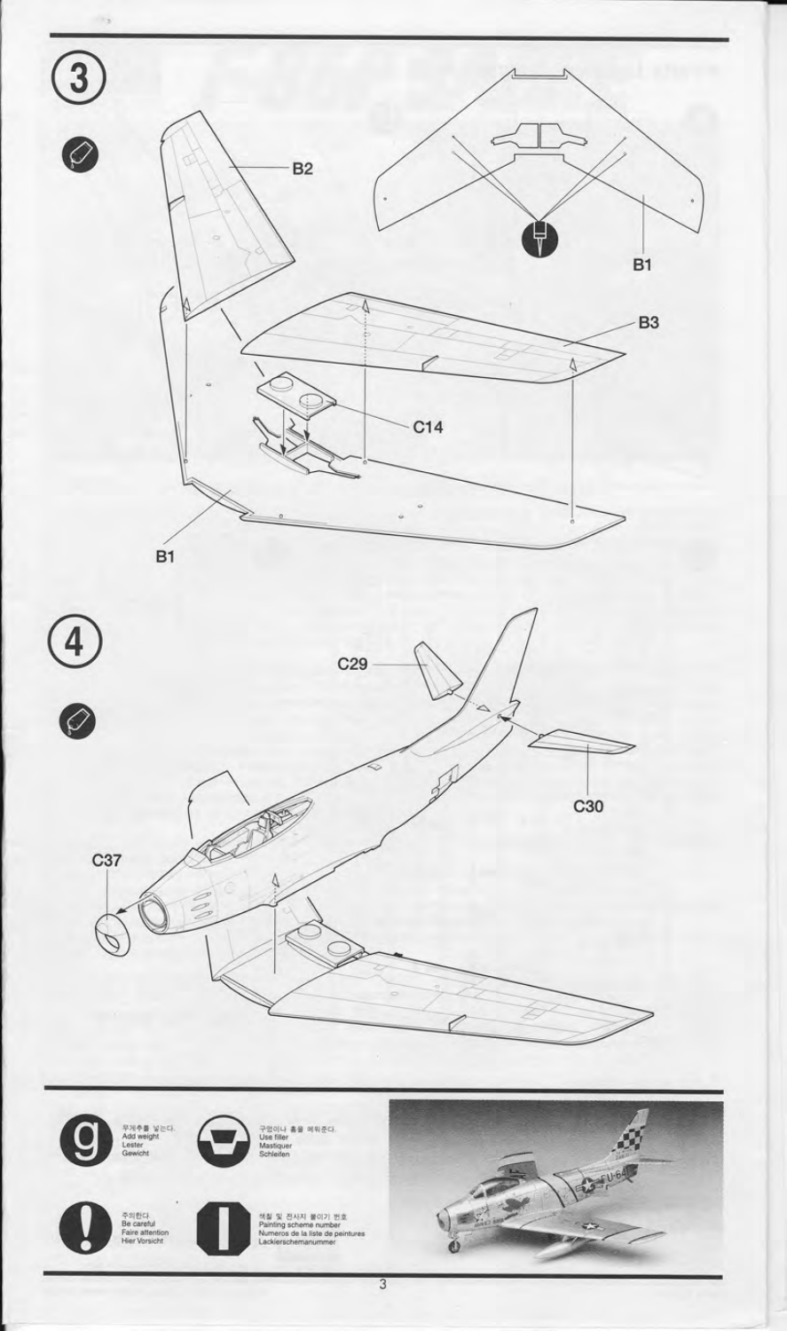## 3

B2

B1

B3

C14

B1

## 4

C29

C30

C37

무게추를 넣는다.
Add weight
Lester
Gewicht

구멍이나 흠을 메워준다.
Use filler
Mastiquer
Schleifen

주의한다.
Be careful
Faire attention
Hier Vorsicht

색칠 및 전사지 붙이기 번호
Painting scheme number
Numeros de la liste de peintures
Lackierschemanummer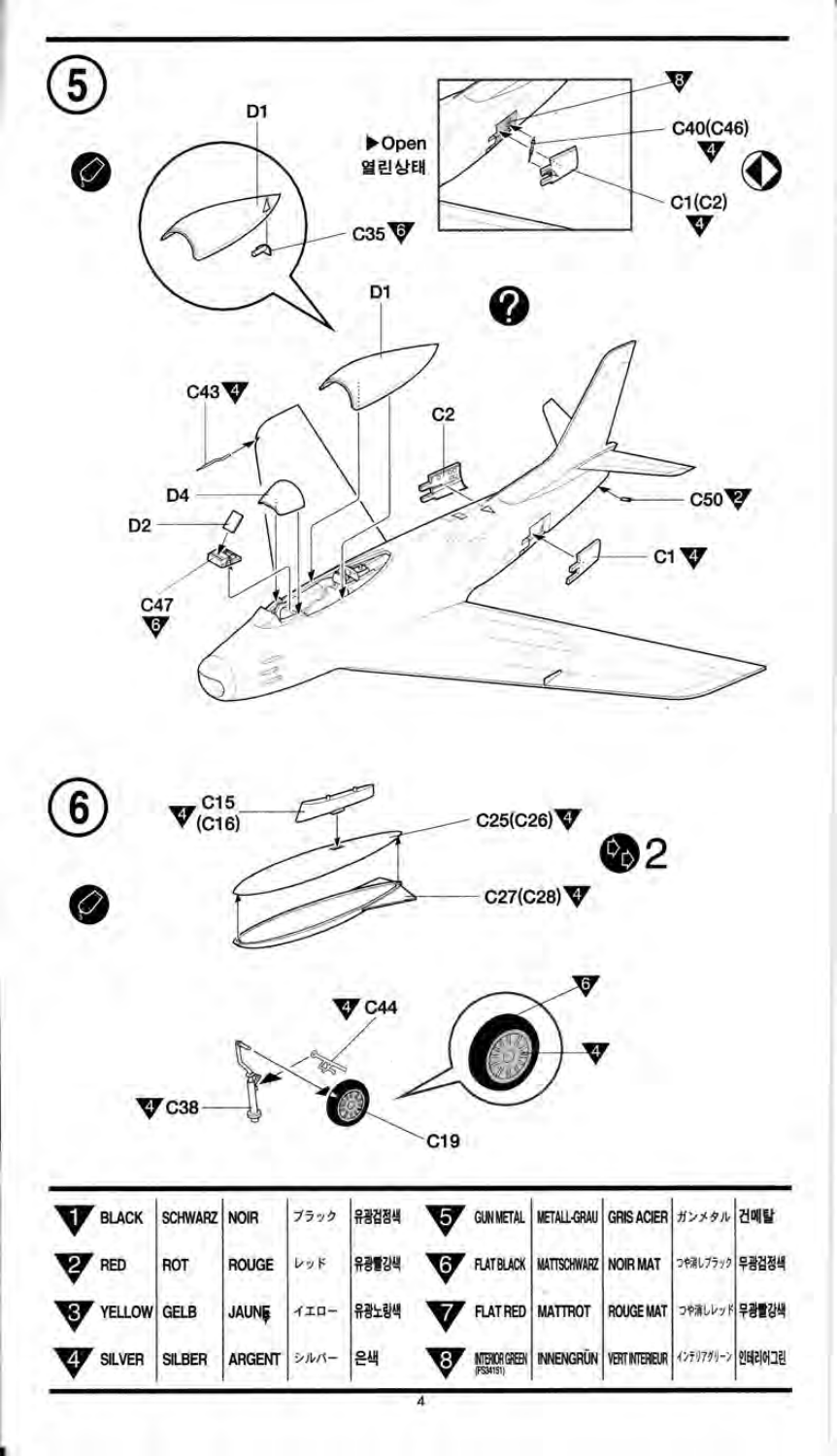## 5

▶Open
열린상태

D1

C35 6

C40(C46) 4

C1(C2) 4

8

D1

C43 4

C2

D4

D2

C47 6

C50 2

C1 4

## 6

C15 (C16) 4

C25(C26) 4

C27(C28) 4

2

C44 4

C38 4

C19

6

4

| | | | | | | | | | | | |
|---|---|---|---|---|---|---|---|---|---|---|---|
| 1 | BLACK | SCHWARZ | NOIR | ブラック | 유광검정색 | 5 | GUN METAL | METALL-GRAU | GRIS ACIER | ガンメタル | 건메탈 |
| 2 | RED | ROT | ROUGE | レッド | 유광빨강색 | 6 | FLAT BLACK | MATTSCHWARZ | NOIR MAT | つや消しブラック | 무광검정색 |
| 3 | YELLOW | GELB | JAUNE | イエロー | 유광노랑색 | 7 | FLAT RED | MATTROT | ROUGE MAT | つや消しレッド | 무광빨강색 |
| 4 | SILVER | SILBER | ARGENT | シルバー | 은색 | 8 | INTERIOR GREEN (FS34151) | INNENGRÜN | VERT INTERIEUR | インテリアグリーン | 인테리어그린 |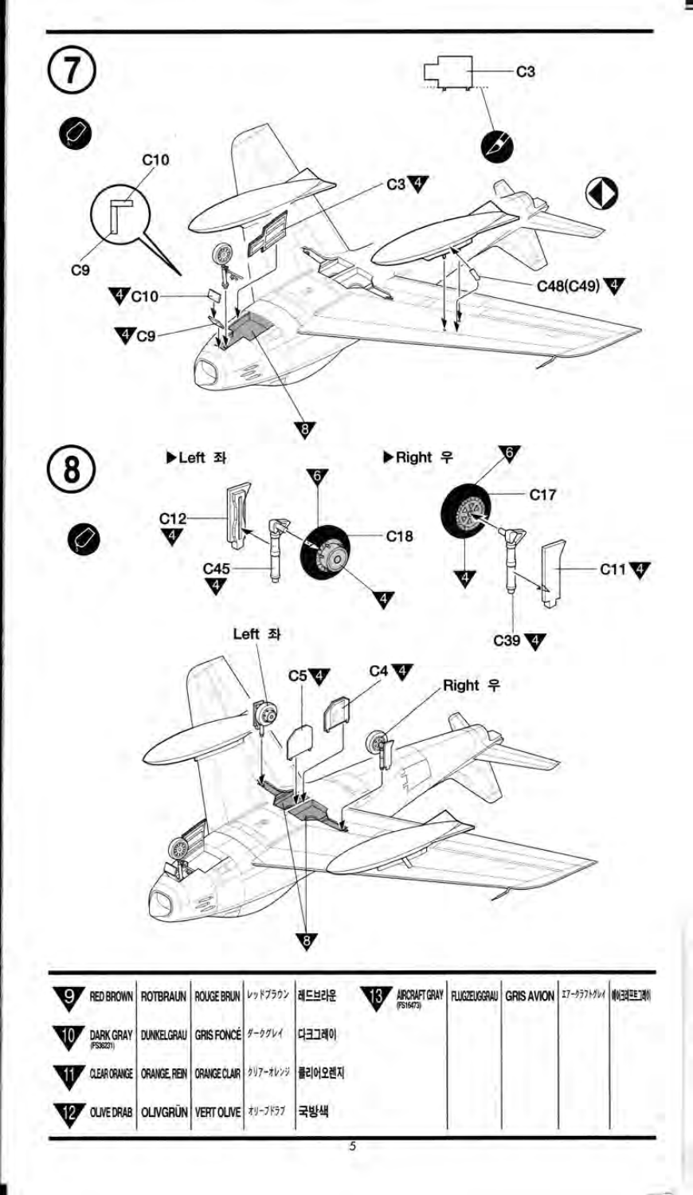## 7

C3

C10

C9

C3 4

C48(C49) 4

4 C10

4 C9

8

## 8

▶Left 좌

▶Right 우

C12 4

C45 4

6

C18

4

6

C17

4

C11 4

C39 4

Left 좌

C5 4

C4 4

Right 우

8

| | | | | | | | | | | |
|---|---|---|---|---|---|---|---|---|---|---|
| 9 | RED BROWN | ROTBRAUN | ROUGE BRUN | レッドブラウン | 레드브라운 | 13 | AIRCRAFT GRAY (FS16473) | FLUGZEUGGRAU | GRIS AVION | エアークラフトグレイ | 에어크래프트그레이 |
| 10 | DARK GRAY (FS36231) | DUNKELGRAU | GRIS FONCÉ | ダークグレイ | 다크그레이 | | | | | | |
| 11 | CLEAR ORANGE | ORANGE, REIN | ORANGE CLAIR | クリアーオレンジ | 클리어오렌지 | | | | | | |
| 12 | OLIVE DRAB | OLIVGRÜN | VERT OLIVE | オリーブドラブ | 국방색 | | | | | | |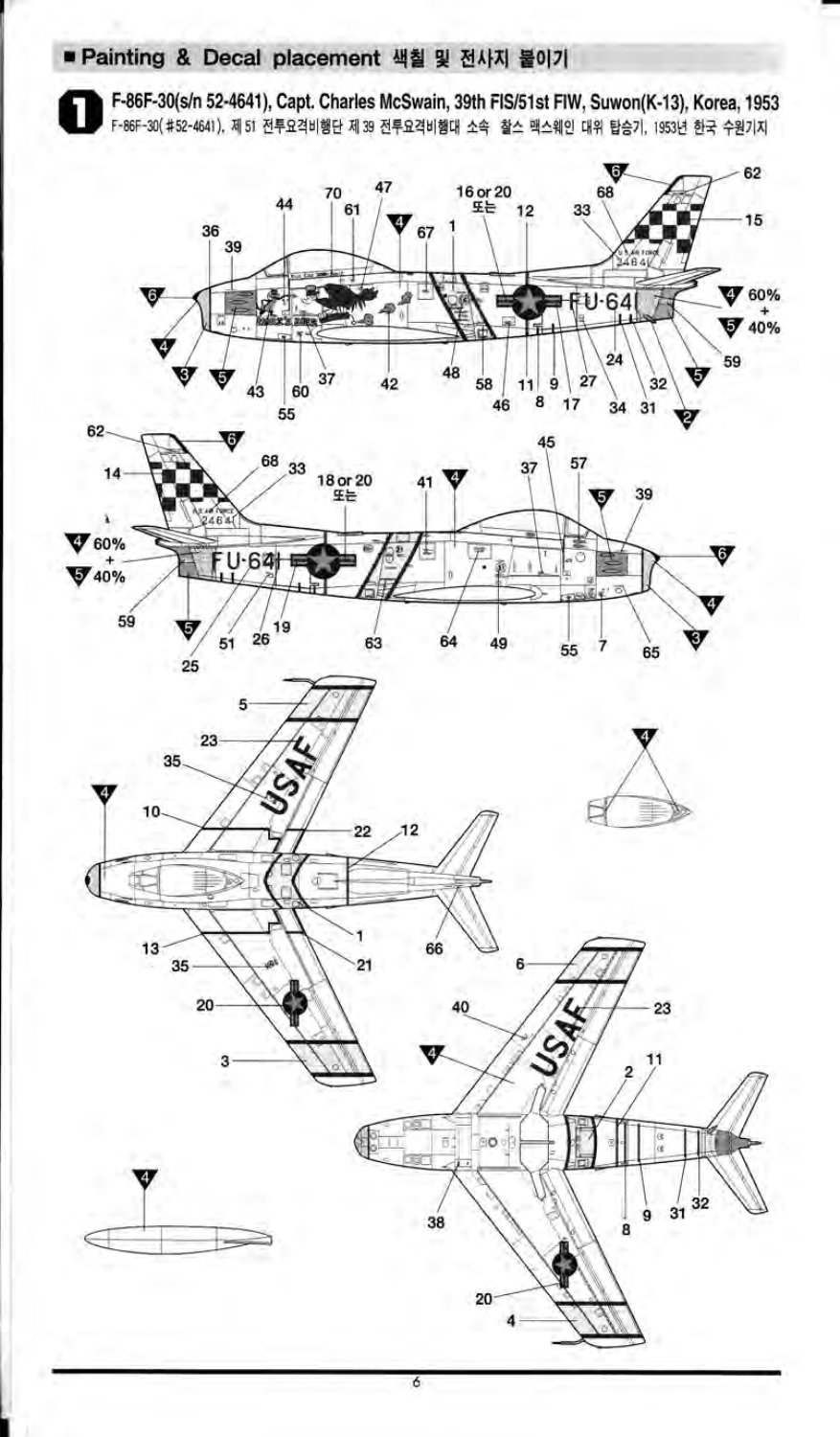## ■ Painting & Decal placement 색칠 및 전사지 붙이기

**1** **F-86F-30(s/n 52-4641), Capt. Charles McSwain, 39th FIS/51st FIW, Suwon(K-13), Korea, 1953**

F-86F-30(#52-4641), 제 51 전투요격비행단 제 39 전투요격비행대 소속 찰스 맥스웨인 대위 탑승기, 1953년 한국 수원기지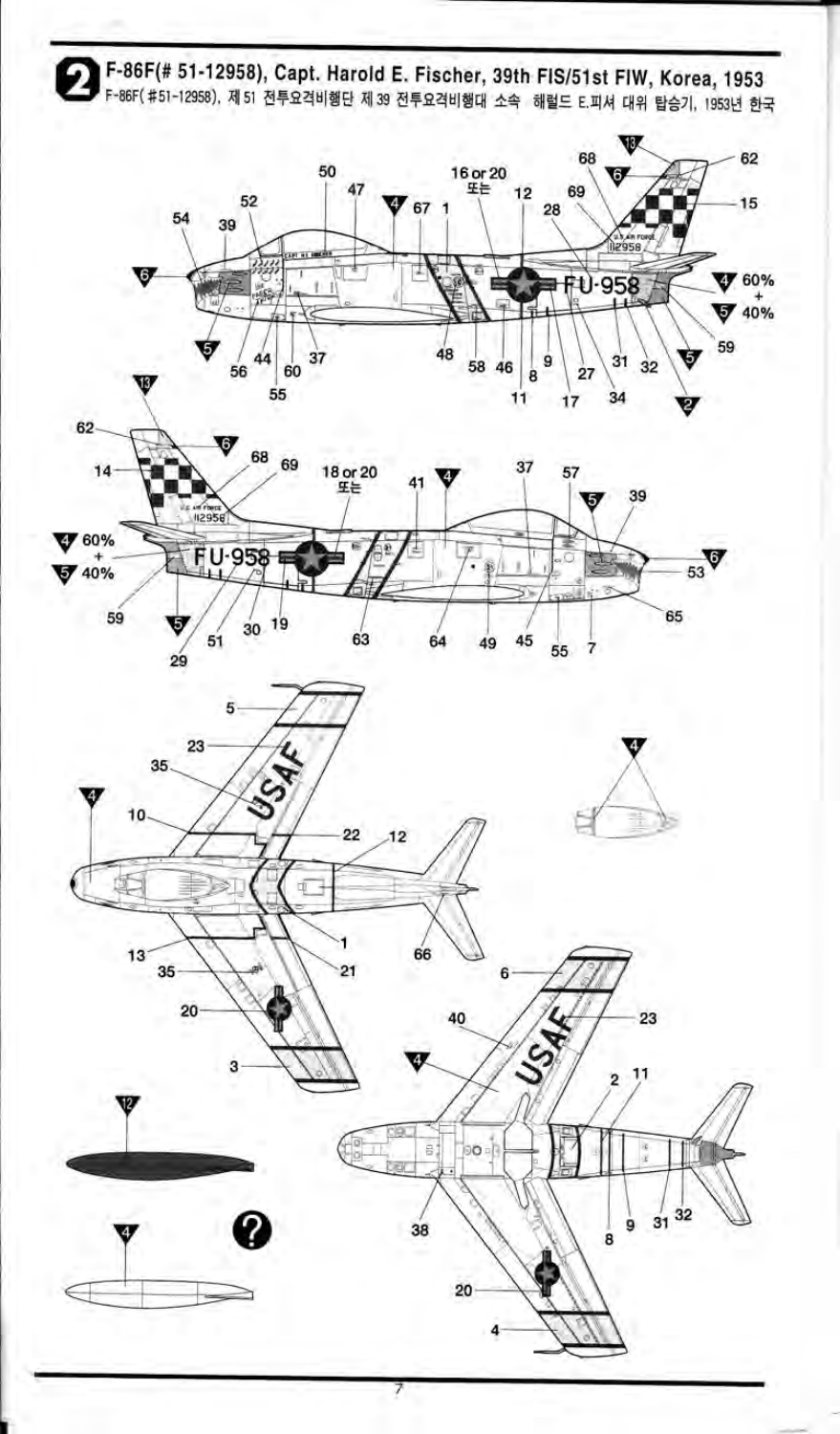## 2 F-86F(# 51-12958), Capt. Harold E. Fischer, 39th FIS/51st FIW, Korea, 1953

F-86F( #51-12958), 제 51 전투요격비행단 제 39 전투요격비행대 소속 해럴드 E.피셔 대위 탑승기, 1953년 한국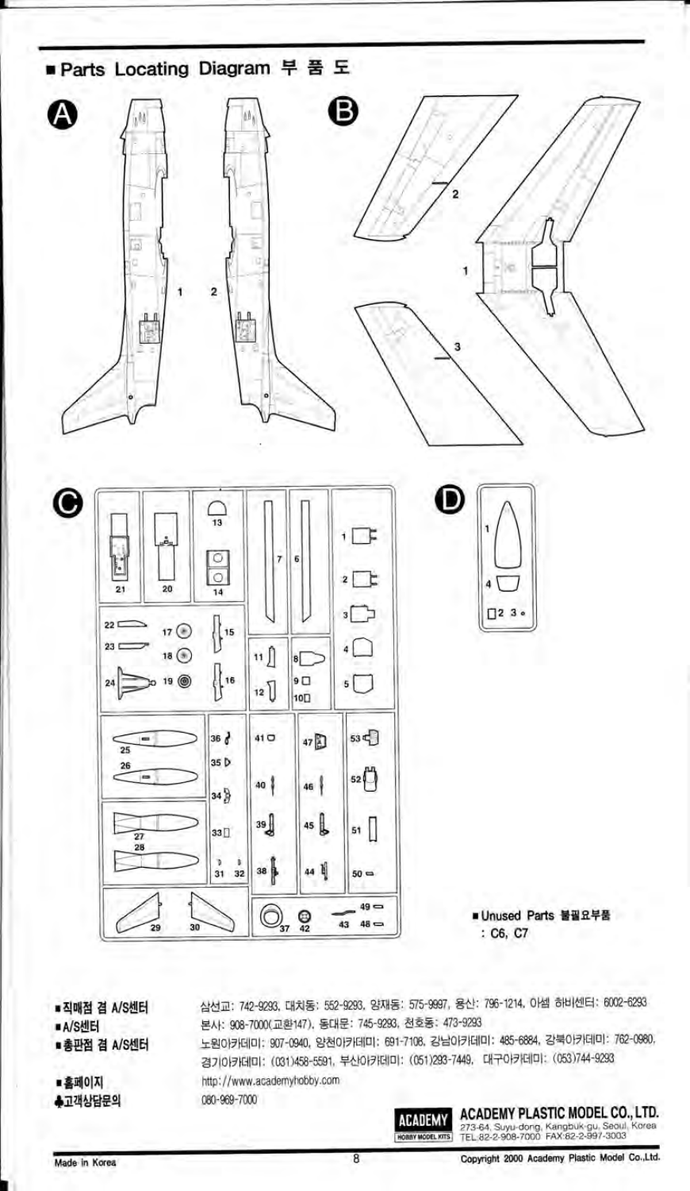## ■ Parts Locating Diagram 부 품 도

A

1 2

B

1 2 3

C

21 20 13 14 7 6 1 2 3 4 5

22 23 24 17 18 19 15 16 11 12 8 9 10

25 26 27 28 36 35 34 33 31 32 41 40 39 38 47 46 45 44 53 52 51 50

29 30 37 42 43 49 48

D

1 4 2 3

■ Unused Parts 불필요부품
: C6, C7

■ 직매점 겸 A/S센터　삼선교: 742-9293, 대치동: 552-9293, 양재동: 575-9997, 용산: 796-1214, 아셈 하비센터: 6002-6293

■ A/S센터　본사: 908-7000(교환147), 동대문: 745-9293, 천호동: 473-9293

■ 총판점 겸 A/S센터　노원아카데미: 907-0940, 양천아카데미: 691-7108, 강남아카데미: 485-6884, 강북아카데미: 762-0980, 경기아카데미: (031)458-5591, 부산아카데미: (051)293-7449, 대구아카데미: (053)744-9293

■ 홈페이지　http://www.academyhobby.com

♣ 고객상담문의　080-969-7000

ACADEMY HOBBY MODEL KITS
**ACADEMY PLASTIC MODEL CO., LTD.**
273-64, Suyu-dong, Kangbuk-gu, Seoul, Korea
TEL.82-2-908-7000 FAX:82-2-997-3003

Made in Korea

Copyright 2000 Academy Plastic Model Co.,Ltd.